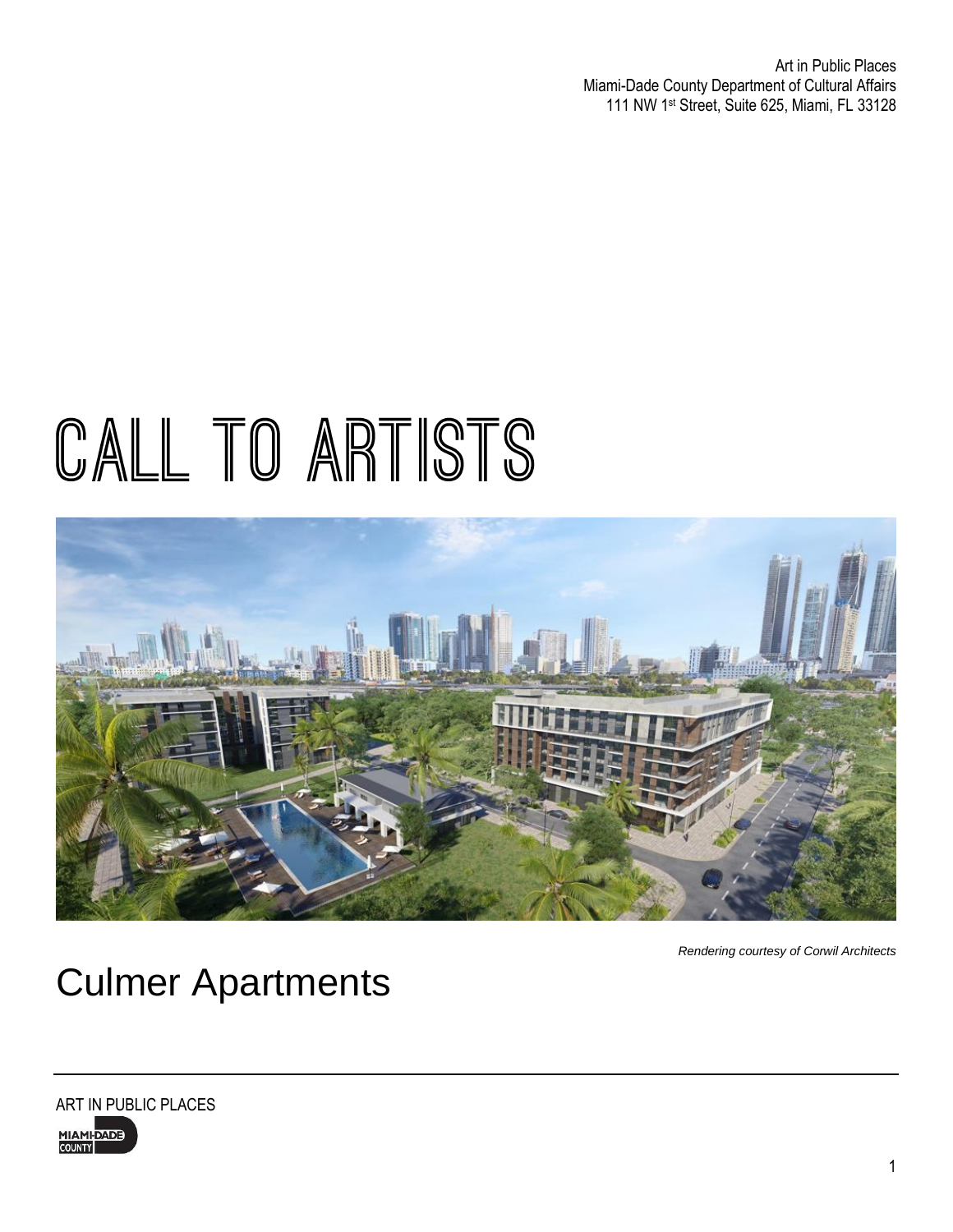Art in Public Places
Miami-Dade County Department of Cultural Affairs
111 NW 1st Street, Suite 625, Miami, FL 33128

# CALL TO ARTISTS

*Rendering courtesy of Corwil Architects*

## Culmer Apartments

ART IN PUBLIC PLACES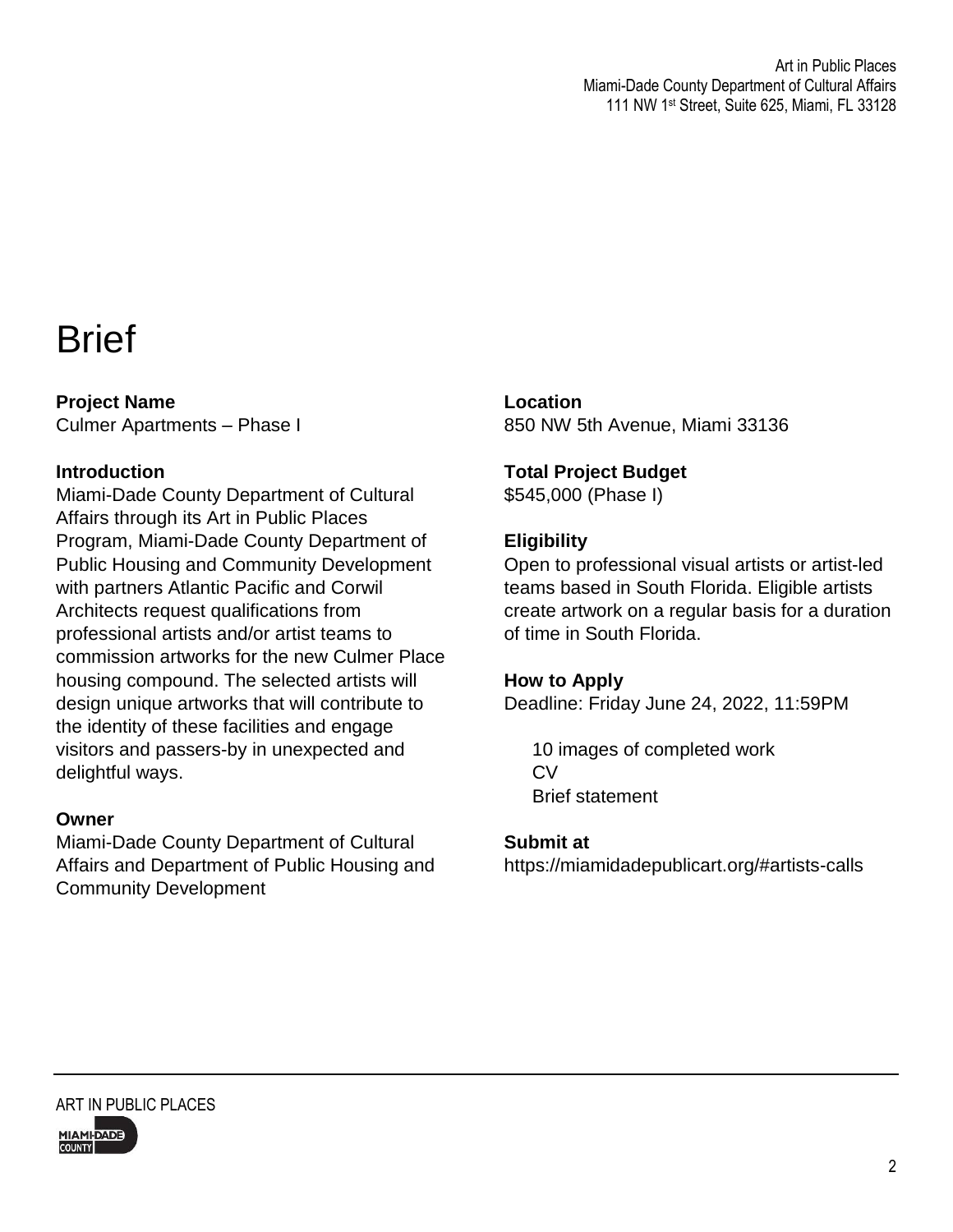# Brief

**Project Name**
Culmer Apartments – Phase I

**Introduction**
Miami-Dade County Department of Cultural Affairs through its Art in Public Places Program, Miami-Dade County Department of Public Housing and Community Development with partners Atlantic Pacific and Corwil Architects request qualifications from professional artists and/or artist teams to commission artworks for the new Culmer Place housing compound. The selected artists will design unique artworks that will contribute to the identity of these facilities and engage visitors and passers-by in unexpected and delightful ways.

**Owner**
Miami-Dade County Department of Cultural Affairs and Department of Public Housing and Community Development

**Location**
850 NW 5th Avenue, Miami 33136

**Total Project Budget**
$545,000 (Phase I)

**Eligibility**
Open to professional visual artists or artist-led teams based in South Florida. Eligible artists create artwork on a regular basis for a duration of time in South Florida.

**How to Apply**
Deadline: Friday June 24, 2022, 11:59PM

- 10 images of completed work
- CV
- Brief statement

**Submit at**
https://miamidadepublicart.org/#artists-calls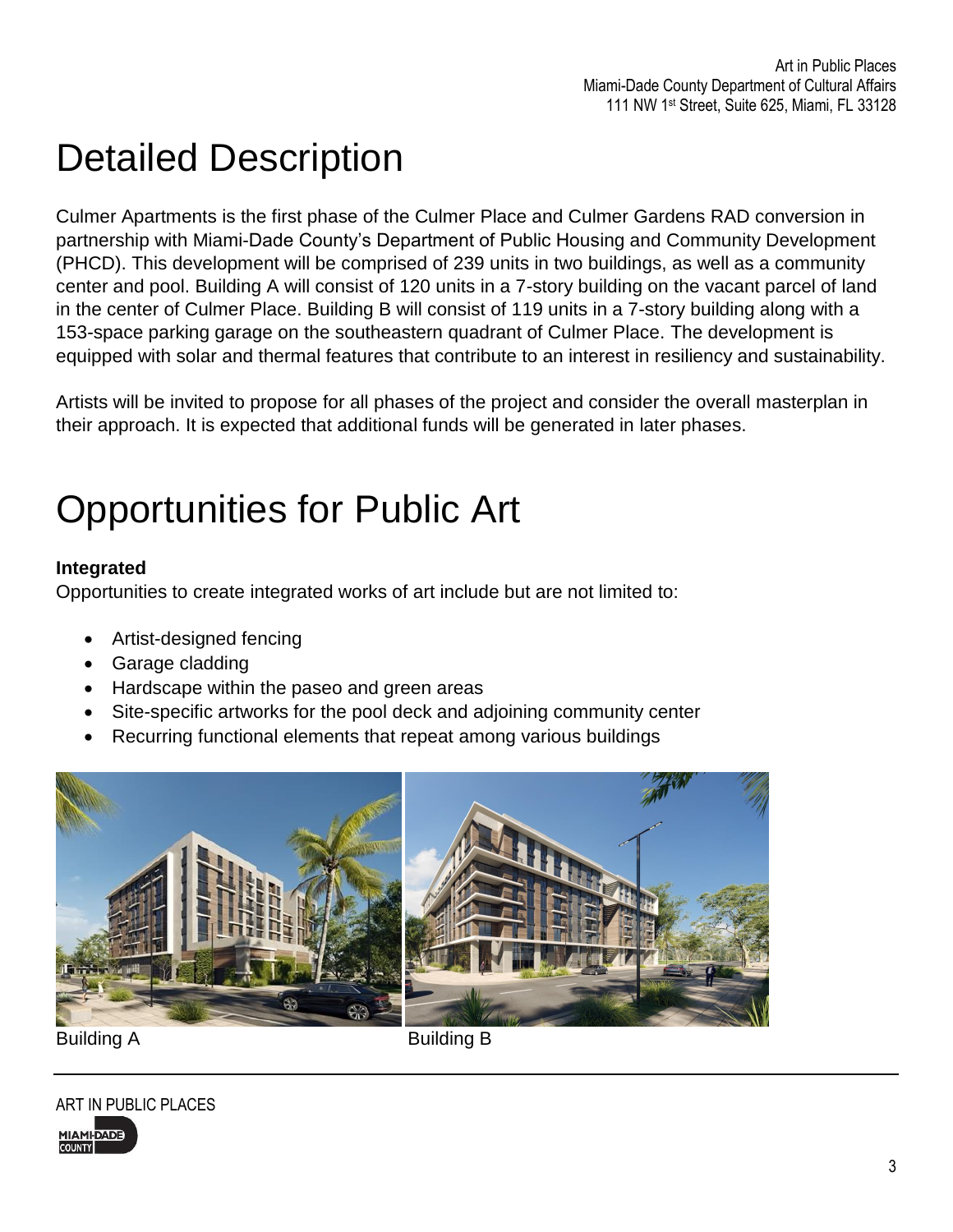# Detailed Description

Culmer Apartments is the first phase of the Culmer Place and Culmer Gardens RAD conversion in partnership with Miami-Dade County's Department of Public Housing and Community Development (PHCD). This development will be comprised of 239 units in two buildings, as well as a community center and pool. Building A will consist of 120 units in a 7-story building on the vacant parcel of land in the center of Culmer Place. Building B will consist of 119 units in a 7-story building along with a 153-space parking garage on the southeastern quadrant of Culmer Place. The development is equipped with solar and thermal features that contribute to an interest in resiliency and sustainability.

Artists will be invited to propose for all phases of the project and consider the overall masterplan in their approach. It is expected that additional funds will be generated in later phases.

# Opportunities for Public Art

**Integrated**

Opportunities to create integrated works of art include but are not limited to:

- Artist-designed fencing
- Garage cladding
- Hardscape within the paseo and green areas
- Site-specific artworks for the pool deck and adjoining community center
- Recurring functional elements that repeat among various buildings

Building A

Building B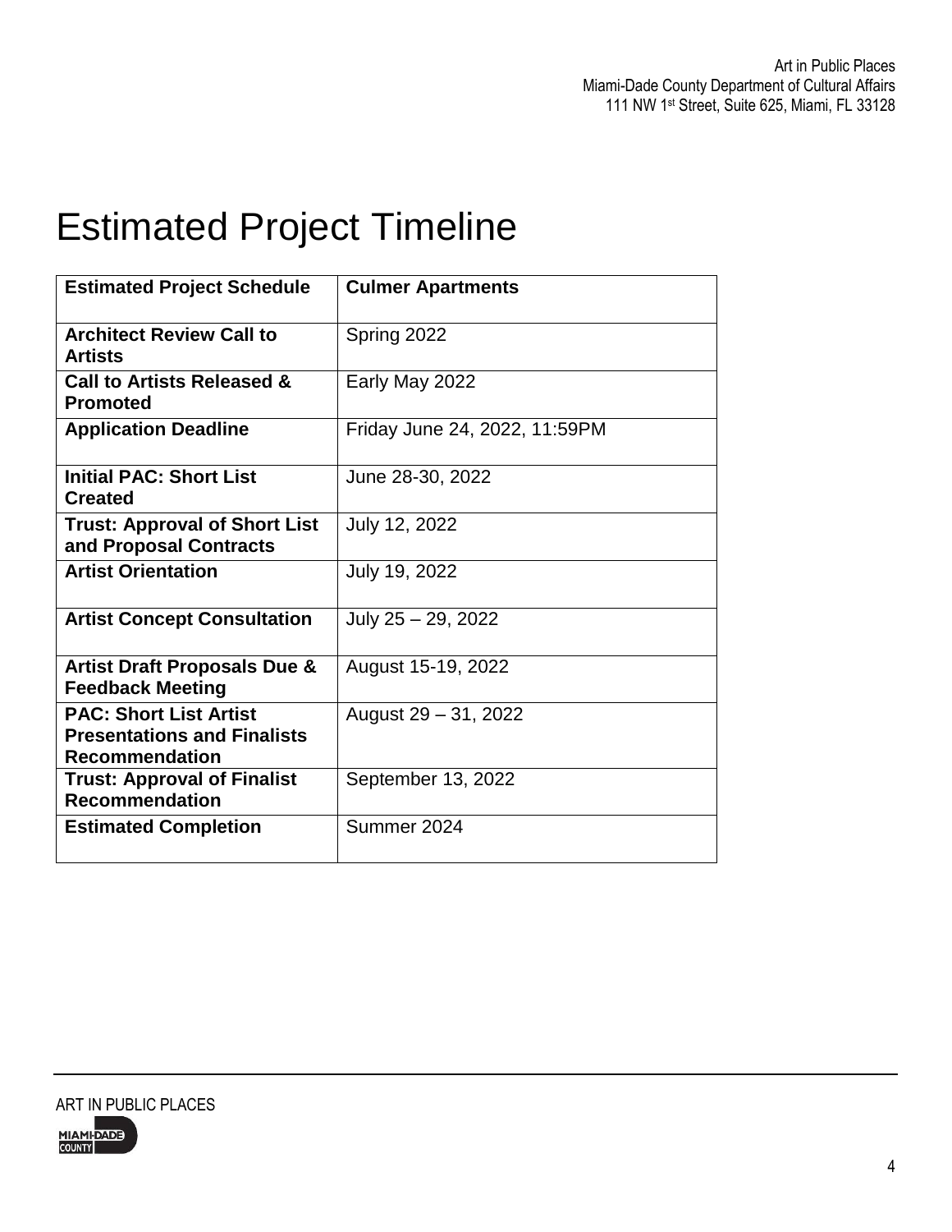# Estimated Project Timeline

| Estimated Project Schedule | Culmer Apartments |
|---|---|
| **Architect Review Call to Artists** | Spring 2022 |
| **Call to Artists Released & Promoted** | Early May 2022 |
| **Application Deadline** | Friday June 24, 2022, 11:59PM |
| **Initial PAC: Short List Created** | June 28-30, 2022 |
| **Trust: Approval of Short List and Proposal Contracts** | July 12, 2022 |
| **Artist Orientation** | July 19, 2022 |
| **Artist Concept Consultation** | July 25 – 29, 2022 |
| **Artist Draft Proposals Due & Feedback Meeting** | August 15-19, 2022 |
| **PAC: Short List Artist Presentations and Finalists Recommendation** | August 29 – 31, 2022 |
| **Trust: Approval of Finalist Recommendation** | September 13, 2022 |
| **Estimated Completion** | Summer 2024 |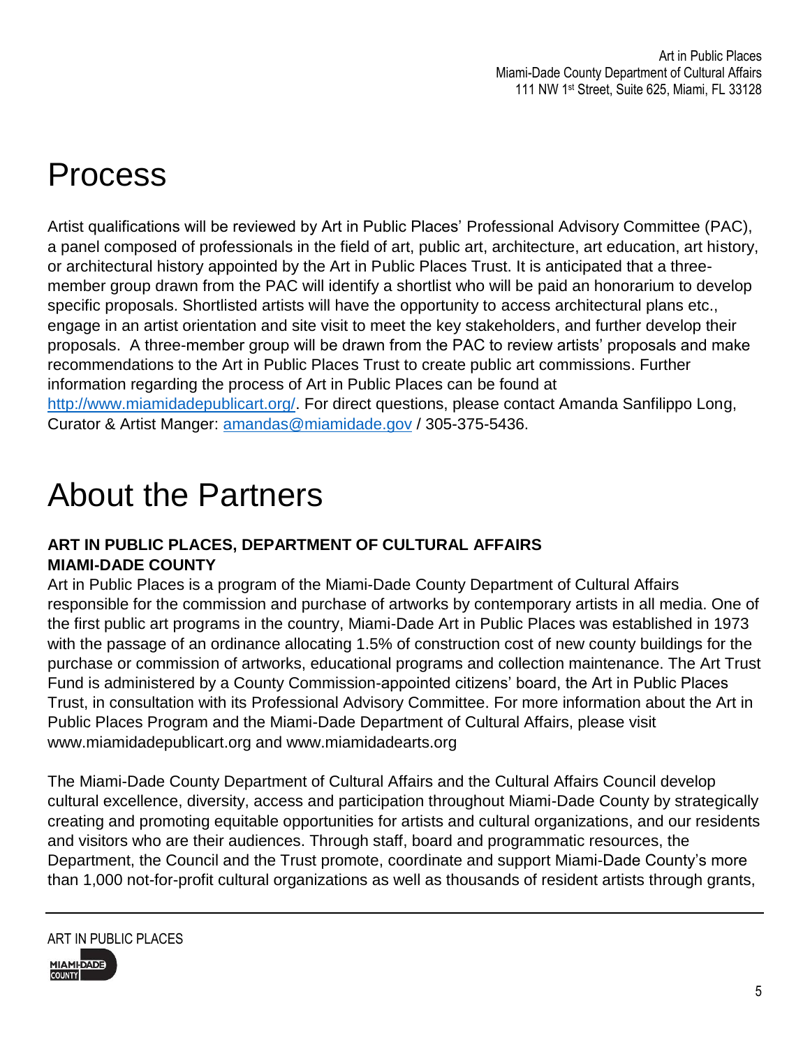# Process

Artist qualifications will be reviewed by Art in Public Places' Professional Advisory Committee (PAC), a panel composed of professionals in the field of art, public art, architecture, art education, art history, or architectural history appointed by the Art in Public Places Trust. It is anticipated that a three-member group drawn from the PAC will identify a shortlist who will be paid an honorarium to develop specific proposals. Shortlisted artists will have the opportunity to access architectural plans etc., engage in an artist orientation and site visit to meet the key stakeholders, and further develop their proposals. A three-member group will be drawn from the PAC to review artists' proposals and make recommendations to the Art in Public Places Trust to create public art commissions. Further information regarding the process of Art in Public Places can be found at [http://www.miamidadepublicart.org/](http://www.miamidadepublicart.org/). For direct questions, please contact Amanda Sanfilippo Long, Curator & Artist Manger: [amandas@miamidade.gov](mailto:amandas@miamidade.gov) / 305-375-5436.

# About the Partners

**ART IN PUBLIC PLACES, DEPARTMENT OF CULTURAL AFFAIRS**
**MIAMI-DADE COUNTY**

Art in Public Places is a program of the Miami-Dade County Department of Cultural Affairs responsible for the commission and purchase of artworks by contemporary artists in all media. One of the first public art programs in the country, Miami-Dade Art in Public Places was established in 1973 with the passage of an ordinance allocating 1.5% of construction cost of new county buildings for the purchase or commission of artworks, educational programs and collection maintenance. The Art Trust Fund is administered by a County Commission-appointed citizens' board, the Art in Public Places Trust, in consultation with its Professional Advisory Committee. For more information about the Art in Public Places Program and the Miami-Dade Department of Cultural Affairs, please visit www.miamidadepublicart.org and www.miamidadearts.org

The Miami-Dade County Department of Cultural Affairs and the Cultural Affairs Council develop cultural excellence, diversity, access and participation throughout Miami-Dade County by strategically creating and promoting equitable opportunities for artists and cultural organizations, and our residents and visitors who are their audiences. Through staff, board and programmatic resources, the Department, the Council and the Trust promote, coordinate and support Miami-Dade County's more than 1,000 not-for-profit cultural organizations as well as thousands of resident artists through grants,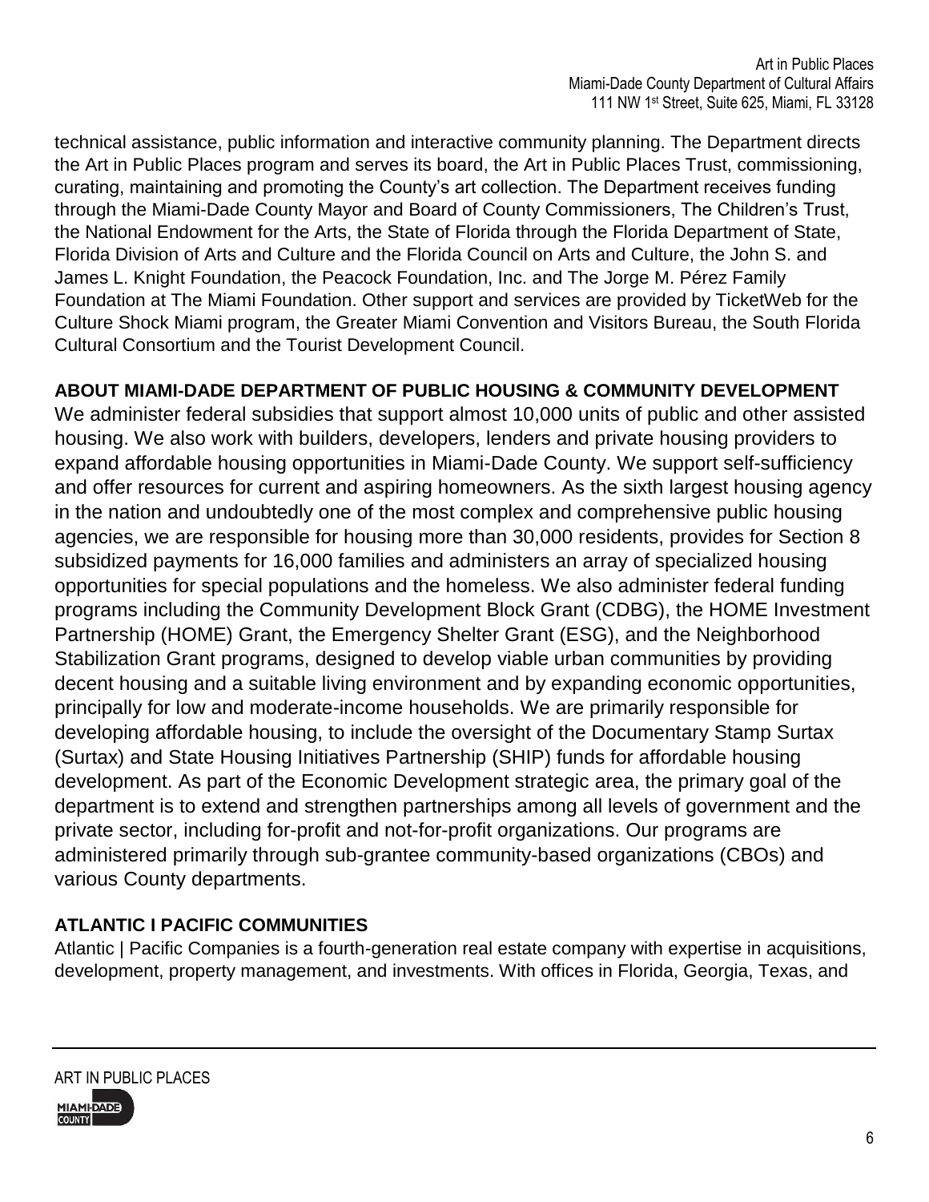technical assistance, public information and interactive community planning. The Department directs the Art in Public Places program and serves its board, the Art in Public Places Trust, commissioning, curating, maintaining and promoting the County's art collection. The Department receives funding through the Miami-Dade County Mayor and Board of County Commissioners, The Children's Trust, the National Endowment for the Arts, the State of Florida through the Florida Department of State, Florida Division of Arts and Culture and the Florida Council on Arts and Culture, the John S. and James L. Knight Foundation, the Peacock Foundation, Inc. and The Jorge M. Pérez Family Foundation at The Miami Foundation. Other support and services are provided by TicketWeb for the Culture Shock Miami program, the Greater Miami Convention and Visitors Bureau, the South Florida Cultural Consortium and the Tourist Development Council.

**ABOUT MIAMI-DADE DEPARTMENT OF PUBLIC HOUSING & COMMUNITY DEVELOPMENT**

We administer federal subsidies that support almost 10,000 units of public and other assisted housing. We also work with builders, developers, lenders and private housing providers to expand affordable housing opportunities in Miami-Dade County. We support self-sufficiency and offer resources for current and aspiring homeowners. As the sixth largest housing agency in the nation and undoubtedly one of the most complex and comprehensive public housing agencies, we are responsible for housing more than 30,000 residents, provides for Section 8 subsidized payments for 16,000 families and administers an array of specialized housing opportunities for special populations and the homeless. We also administer federal funding programs including the Community Development Block Grant (CDBG), the HOME Investment Partnership (HOME) Grant, the Emergency Shelter Grant (ESG), and the Neighborhood Stabilization Grant programs, designed to develop viable urban communities by providing decent housing and a suitable living environment and by expanding economic opportunities, principally for low and moderate-income households. We are primarily responsible for developing affordable housing, to include the oversight of the Documentary Stamp Surtax (Surtax) and State Housing Initiatives Partnership (SHIP) funds for affordable housing development. As part of the Economic Development strategic area, the primary goal of the department is to extend and strengthen partnerships among all levels of government and the private sector, including for-profit and not-for-profit organizations. Our programs are administered primarily through sub-grantee community-based organizations (CBOs) and various County departments.

**ATLANTIC I PACIFIC COMMUNITIES**

Atlantic | Pacific Companies is a fourth-generation real estate company with expertise in acquisitions, development, property management, and investments. With offices in Florida, Georgia, Texas, and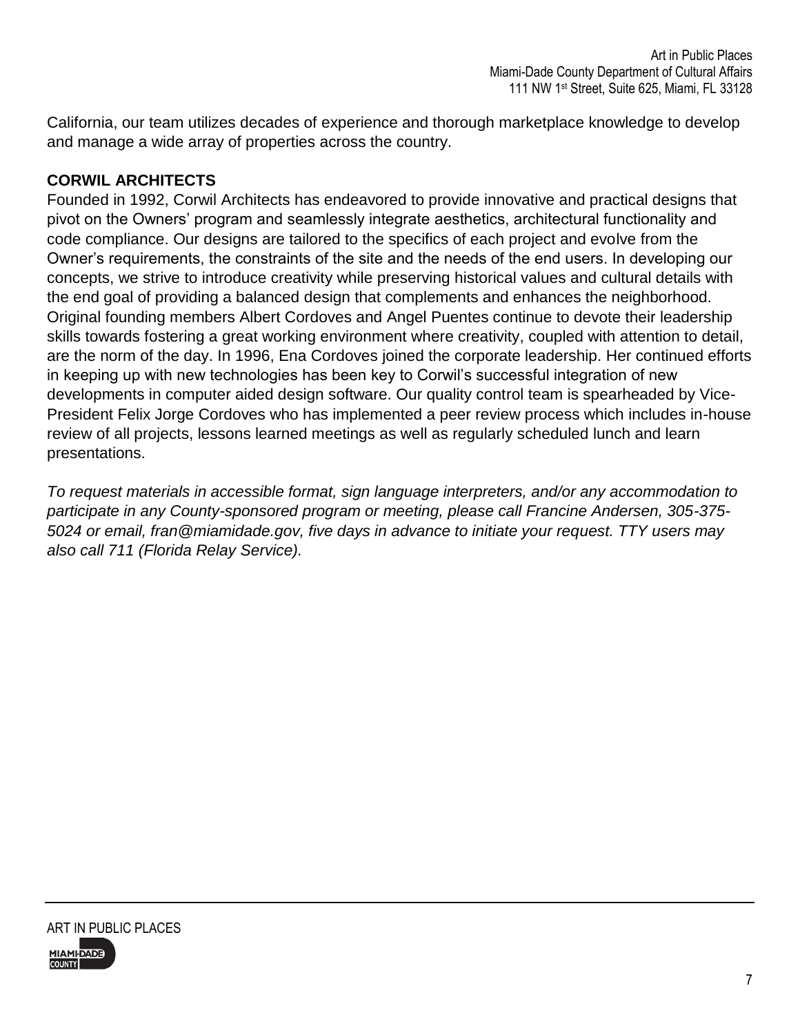California, our team utilizes decades of experience and thorough marketplace knowledge to develop and manage a wide array of properties across the country.

**CORWIL ARCHITECTS**

Founded in 1992, Corwil Architects has endeavored to provide innovative and practical designs that pivot on the Owners' program and seamlessly integrate aesthetics, architectural functionality and code compliance. Our designs are tailored to the specifics of each project and evolve from the Owner's requirements, the constraints of the site and the needs of the end users. In developing our concepts, we strive to introduce creativity while preserving historical values and cultural details with the end goal of providing a balanced design that complements and enhances the neighborhood. Original founding members Albert Cordoves and Angel Puentes continue to devote their leadership skills towards fostering a great working environment where creativity, coupled with attention to detail, are the norm of the day. In 1996, Ena Cordoves joined the corporate leadership. Her continued efforts in keeping up with new technologies has been key to Corwil's successful integration of new developments in computer aided design software. Our quality control team is spearheaded by Vice-President Felix Jorge Cordoves who has implemented a peer review process which includes in-house review of all projects, lessons learned meetings as well as regularly scheduled lunch and learn presentations.

*To request materials in accessible format, sign language interpreters, and/or any accommodation to participate in any County-sponsored program or meeting, please call Francine Andersen, 305-375-5024 or email, fran@miamidade.gov, five days in advance to initiate your request. TTY users may also call 711 (Florida Relay Service).*